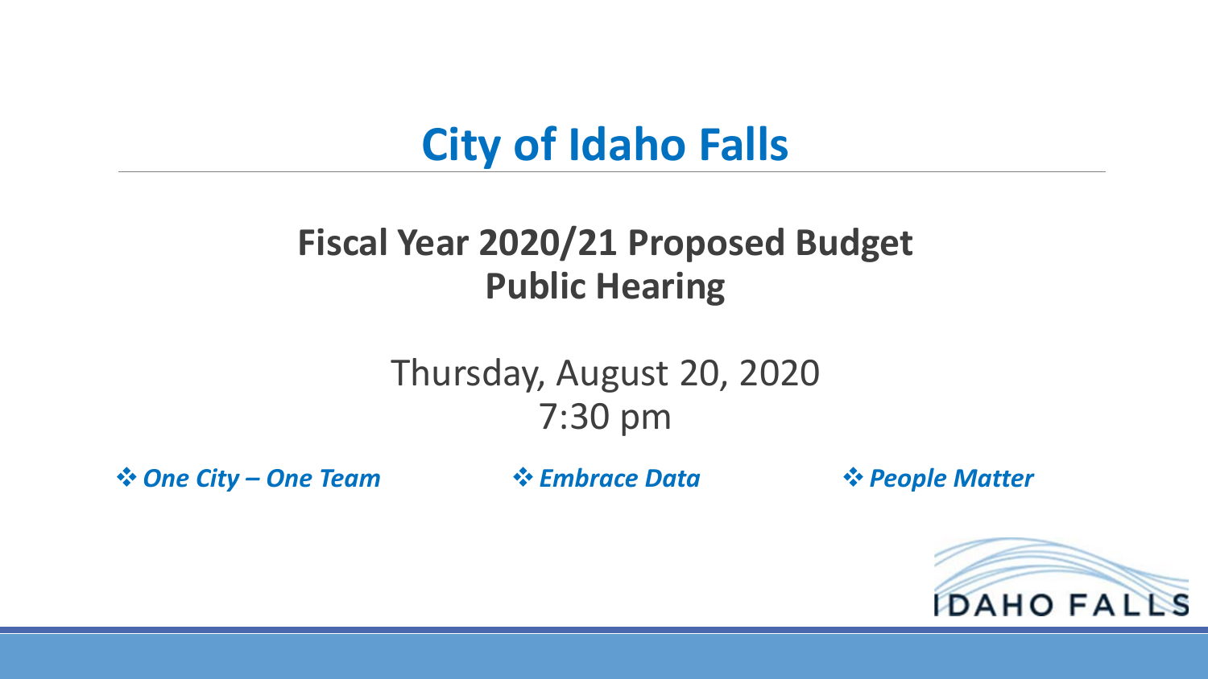# City of Idaho Falls

## Fiscal Year 2020/21 Proposed Budget
## Public Hearing

Thursday, August 20, 2020
7:30 pm

❖ ***One City – One Team*** ❖ ***Embrace Data*** ❖ ***People Matter***

IDAHO FALLS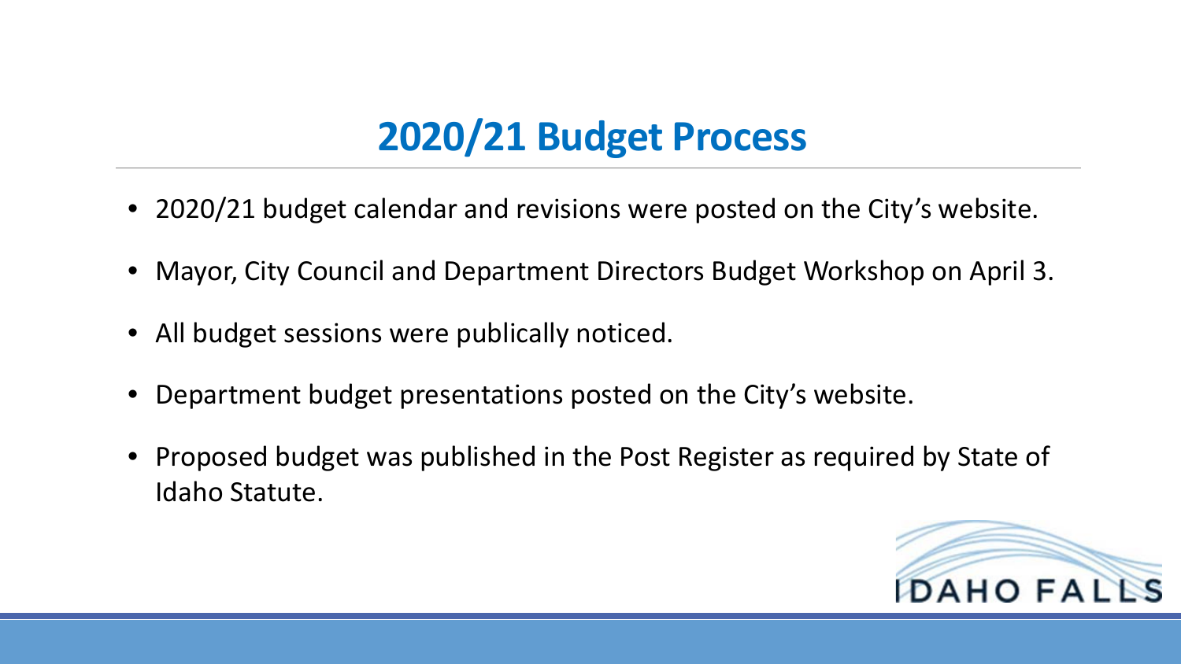# 2020/21 Budget Process

- 2020/21 budget calendar and revisions were posted on the City's website.
- Mayor, City Council and Department Directors Budget Workshop on April 3.
- All budget sessions were publically noticed.
- Department budget presentations posted on the City's website.
- Proposed budget was published in the Post Register as required by State of Idaho Statute.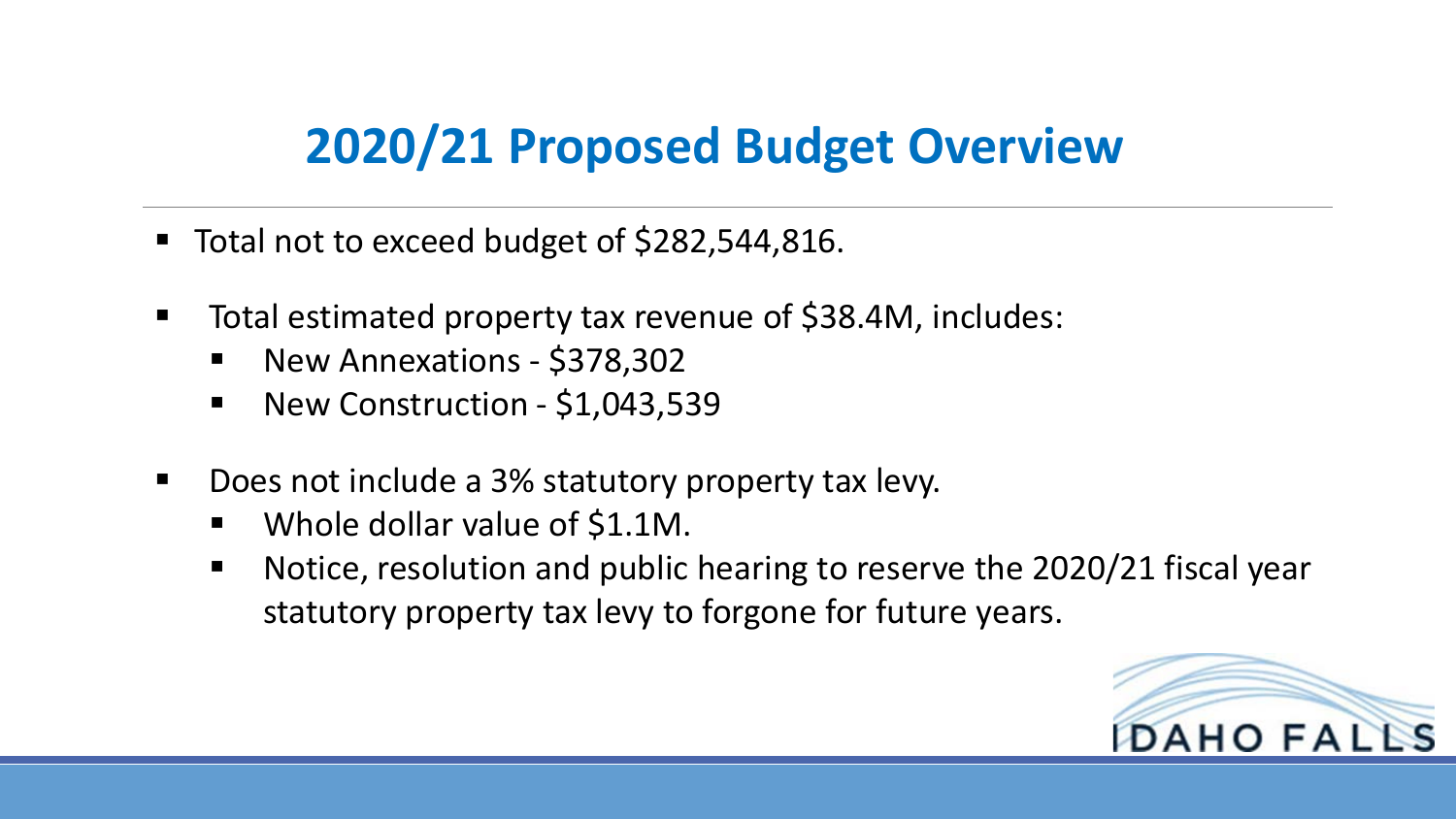# 2020/21 Proposed Budget Overview

- Total not to exceed budget of $282,544,816.
- Total estimated property tax revenue of $38.4M, includes:
  - New Annexations - $378,302
  - New Construction - $1,043,539
- Does not include a 3% statutory property tax levy.
  - Whole dollar value of $1.1M.
  - Notice, resolution and public hearing to reserve the 2020/21 fiscal year statutory property tax levy to forgone for future years.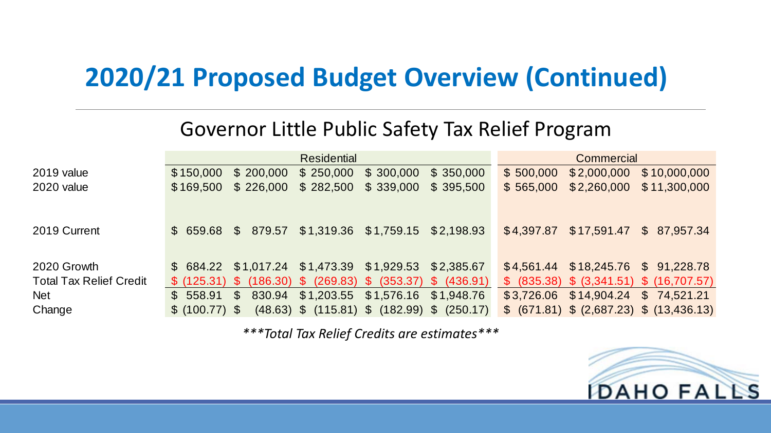# 2020/21 Proposed Budget Overview (Continued)

## Governor Little Public Safety Tax Relief Program

| | Residential | | | | | Commercial | | |
|---|---|---|---|---|---|---|---|---|
| 2019 value | $150,000 | $ 200,000 | $ 250,000 | $ 300,000 | $ 350,000 | $ 500,000 | $2,000,000 | $10,000,000 |
| 2020 value | $169,500 | $ 226,000 | $ 282,500 | $ 339,000 | $ 395,500 | $ 565,000 | $2,260,000 | $11,300,000 |
| 2019 Current | $ 659.68 | $ 879.57 | $1,319.36 | $1,759.15 | $2,198.93 | $4,397.87 | $17,591.47 | $ 87,957.34 |
| 2020 Growth | $ 684.22 | $1,017.24 | $1,473.39 | $1,929.53 | $2,385.67 | $4,561.44 | $18,245.76 | $ 91,228.78 |
| Total Tax Relief Credit | $ (125.31) | $ (186.30) | $ (269.83) | $ (353.37) | $ (436.91) | $ (835.38) | $ (3,341.51) | $ (16,707.57) |
| Net | $ 558.91 | $ 830.94 | $1,203.55 | $1,576.16 | $1,948.76 | $3,726.06 | $14,904.24 | $ 74,521.21 |
| Change | $ (100.77) | $ (48.63) | $ (115.81) | $ (182.99) | $ (250.17) | $ (671.81) | $ (2,687.23) | $ (13,436.13) |

****Total Tax Relief Credits are estimates****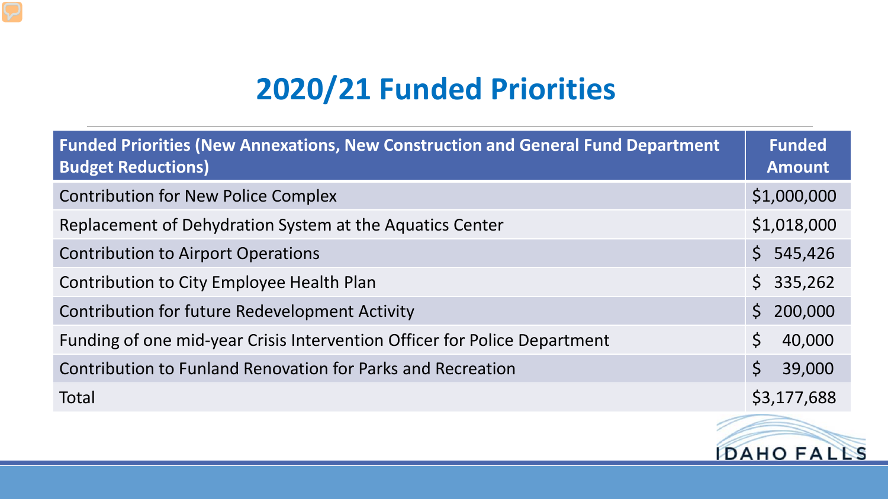## 2020/21 Funded Priorities

| Funded Priorities (New Annexations, New Construction and General Fund Department Budget Reductions) | Funded Amount |
| --- | --- |
| Contribution for New Police Complex | $1,000,000 |
| Replacement of Dehydration System at the Aquatics Center | $1,018,000 |
| Contribution to Airport Operations | $ 545,426 |
| Contribution to City Employee Health Plan | $ 335,262 |
| Contribution for future Redevelopment Activity | $ 200,000 |
| Funding of one mid-year Crisis Intervention Officer for Police Department | $ 40,000 |
| Contribution to Funland Renovation for Parks and Recreation | $ 39,000 |
| Total | $3,177,688 |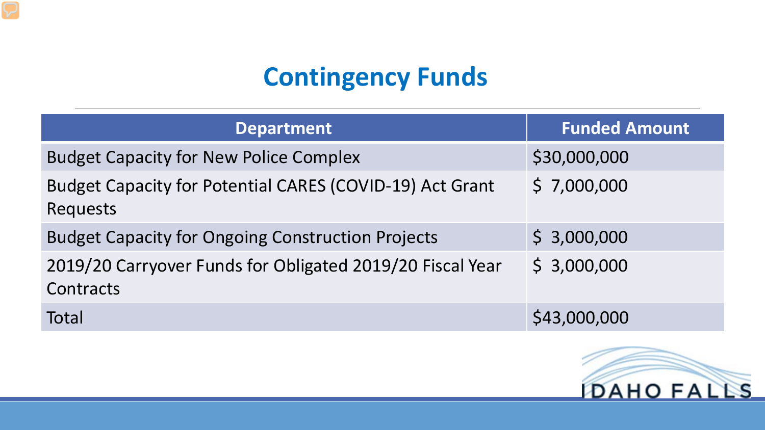# Contingency Funds

| Department | Funded Amount |
| --- | --- |
| Budget Capacity for New Police Complex | $30,000,000 |
| Budget Capacity for Potential CARES (COVID-19) Act Grant Requests | $ 7,000,000 |
| Budget Capacity for Ongoing Construction Projects | $ 3,000,000 |
| 2019/20 Carryover Funds for Obligated 2019/20 Fiscal Year Contracts | $ 3,000,000 |
| Total | $43,000,000 |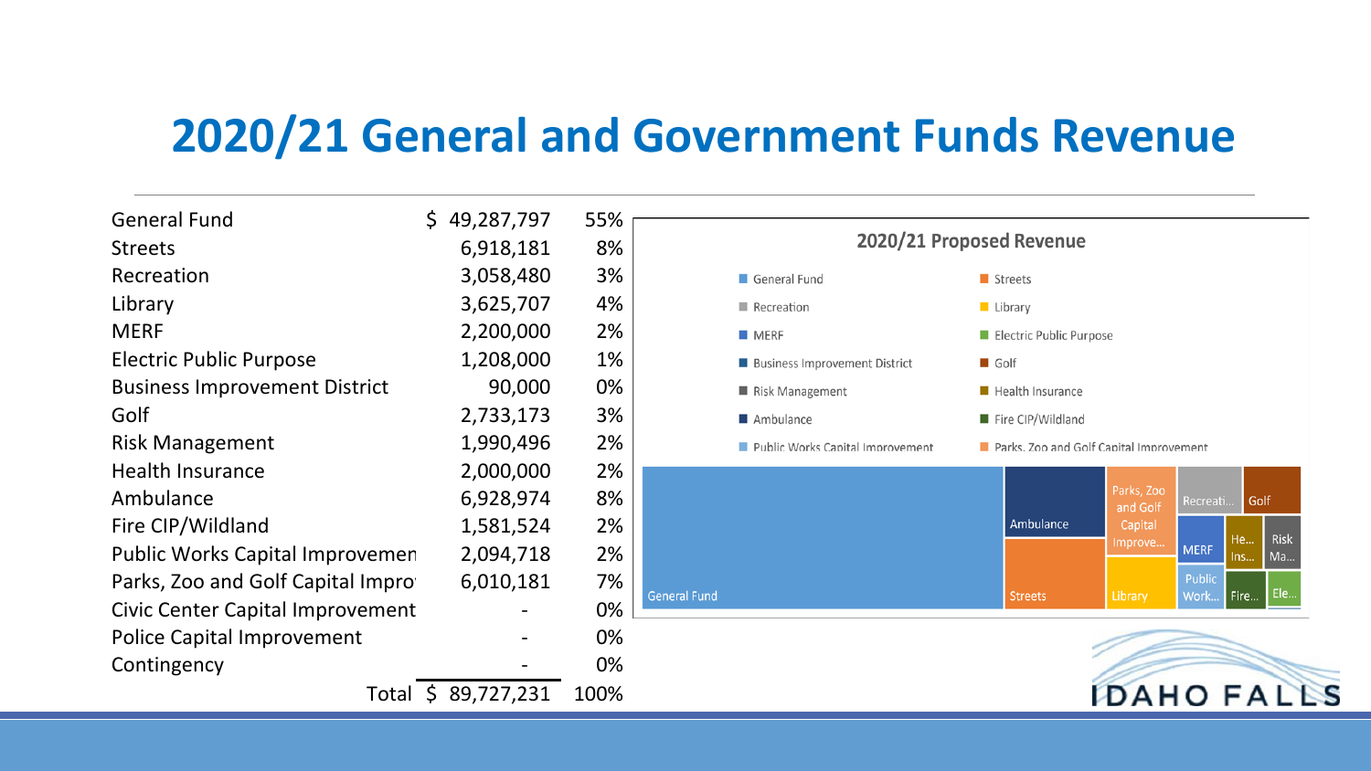# 2020/21 General and Government Funds Revenue

| | | |
|---|---|---|
| General Fund | $ 49,287,797 | 55% |
| Streets | 6,918,181 | 8% |
| Recreation | 3,058,480 | 3% |
| Library | 3,625,707 | 4% |
| MERF | 2,200,000 | 2% |
| Electric Public Purpose | 1,208,000 | 1% |
| Business Improvement District | 90,000 | 0% |
| Golf | 2,733,173 | 3% |
| Risk Management | 1,990,496 | 2% |
| Health Insurance | 2,000,000 | 2% |
| Ambulance | 6,928,974 | 8% |
| Fire CIP/Wildland | 1,581,524 | 2% |
| Public Works Capital Improvemen | 2,094,718 | 2% |
| Parks, Zoo and Golf Capital Impro | 6,010,181 | 7% |
| Civic Center Capital Improvement | - | 0% |
| Police Capital Improvement | - | 0% |
| Contingency | - | 0% |
| Total | $ 89,727,231 | 100% |

**2020/21 Proposed Revenue**

Legend: General Fund, Streets, Recreation, Library, MERF, Electric Public Purpose, Business Improvement District, Golf, Risk Management, Health Insurance, Ambulance, Fire CIP/Wildland, Public Works Capital Improvement, Parks, Zoo and Golf Capital Improvement

General Fund | Ambulance | Streets | Parks, Zoo and Golf Capital Improve... | Library | Recreati... | Golf | MERF | He... Ins... | Risk Ma... | Public Work... | Fire... | Ele...

IDAHO FALLS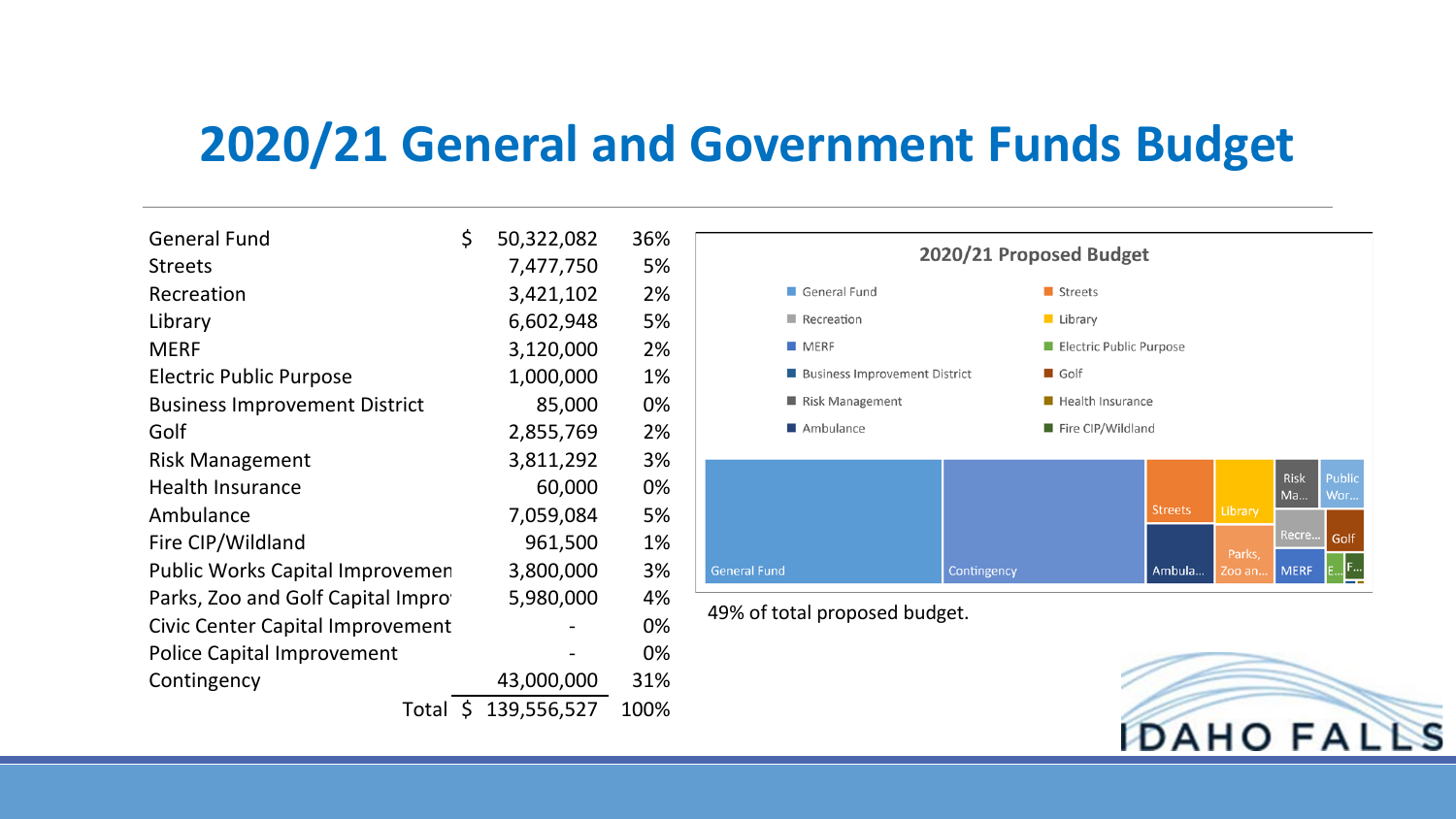# 2020/21 General and Government Funds Budget

| | | |
|---|---|---|
| General Fund | $ 50,322,082 | 36% |
| Streets | 7,477,750 | 5% |
| Recreation | 3,421,102 | 2% |
| Library | 6,602,948 | 5% |
| MERF | 3,120,000 | 2% |
| Electric Public Purpose | 1,000,000 | 1% |
| Business Improvement District | 85,000 | 0% |
| Golf | 2,855,769 | 2% |
| Risk Management | 3,811,292 | 3% |
| Health Insurance | 60,000 | 0% |
| Ambulance | 7,059,084 | 5% |
| Fire CIP/Wildland | 961,500 | 1% |
| Public Works Capital Improvemen | 3,800,000 | 3% |
| Parks, Zoo and Golf Capital Impro | 5,980,000 | 4% |
| Civic Center Capital Improvement | - | 0% |
| Police Capital Improvement | - | 0% |
| Contingency | 43,000,000 | 31% |
| Total | $ 139,556,527 | 100% |

**2020/21 Proposed Budget**

49% of total proposed budget.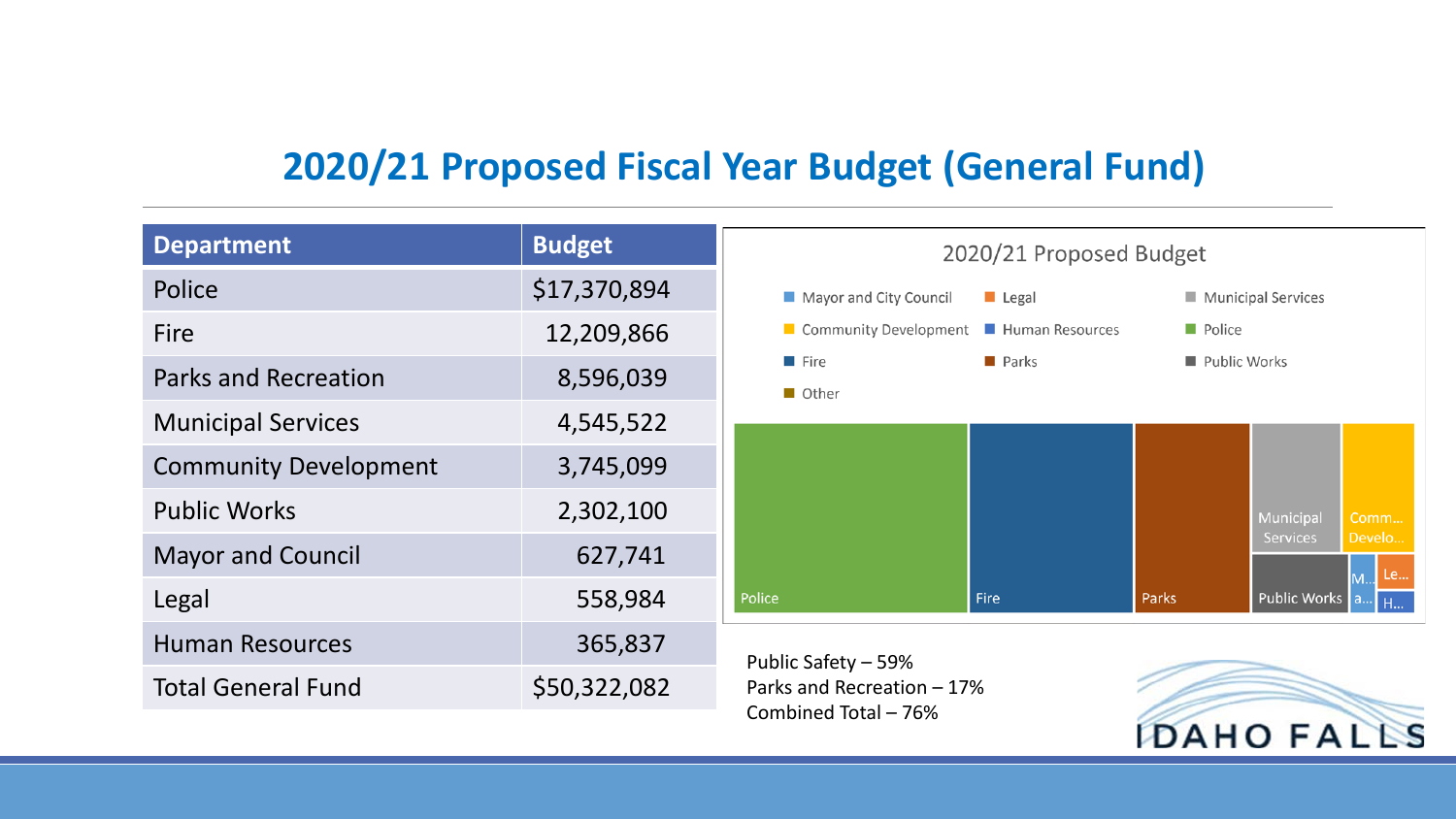# 2020/21 Proposed Fiscal Year Budget (General Fund)

| Department | Budget |
| --- | --- |
| Police | $17,370,894 |
| Fire | 12,209,866 |
| Parks and Recreation | 8,596,039 |
| Municipal Services | 4,545,522 |
| Community Development | 3,745,099 |
| Public Works | 2,302,100 |
| Mayor and Council | 627,741 |
| Legal | 558,984 |
| Human Resources | 365,837 |
| Total General Fund | $50,322,082 |

2020/21 Proposed Budget

Mayor and City Council, Legal, Municipal Services, Community Development, Human Resources, Police, Fire, Parks, Public Works, Other

Public Safety – 59%
Parks and Recreation – 17%
Combined Total – 76%

IDAHO FALLS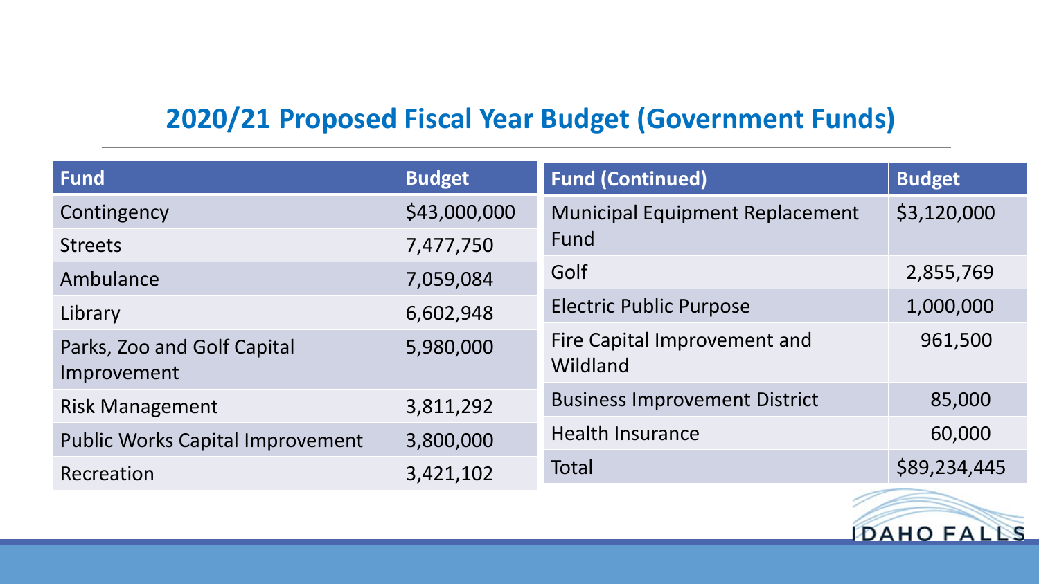## 2020/21 Proposed Fiscal Year Budget (Government Funds)

| Fund | Budget | Fund (Continued) | Budget |
|---|---|---|---|
| Contingency | $43,000,000 | Municipal Equipment Replacement Fund | $3,120,000 |
| Streets | 7,477,750 | Golf | 2,855,769 |
| Ambulance | 7,059,084 | Electric Public Purpose | 1,000,000 |
| Library | 6,602,948 | Fire Capital Improvement and Wildland | 961,500 |
| Parks, Zoo and Golf Capital Improvement | 5,980,000 | Business Improvement District | 85,000 |
| Risk Management | 3,811,292 | Health Insurance | 60,000 |
| Public Works Capital Improvement | 3,800,000 | Total | $89,234,445 |
| Recreation | 3,421,102 | | |

IDAHO FALLS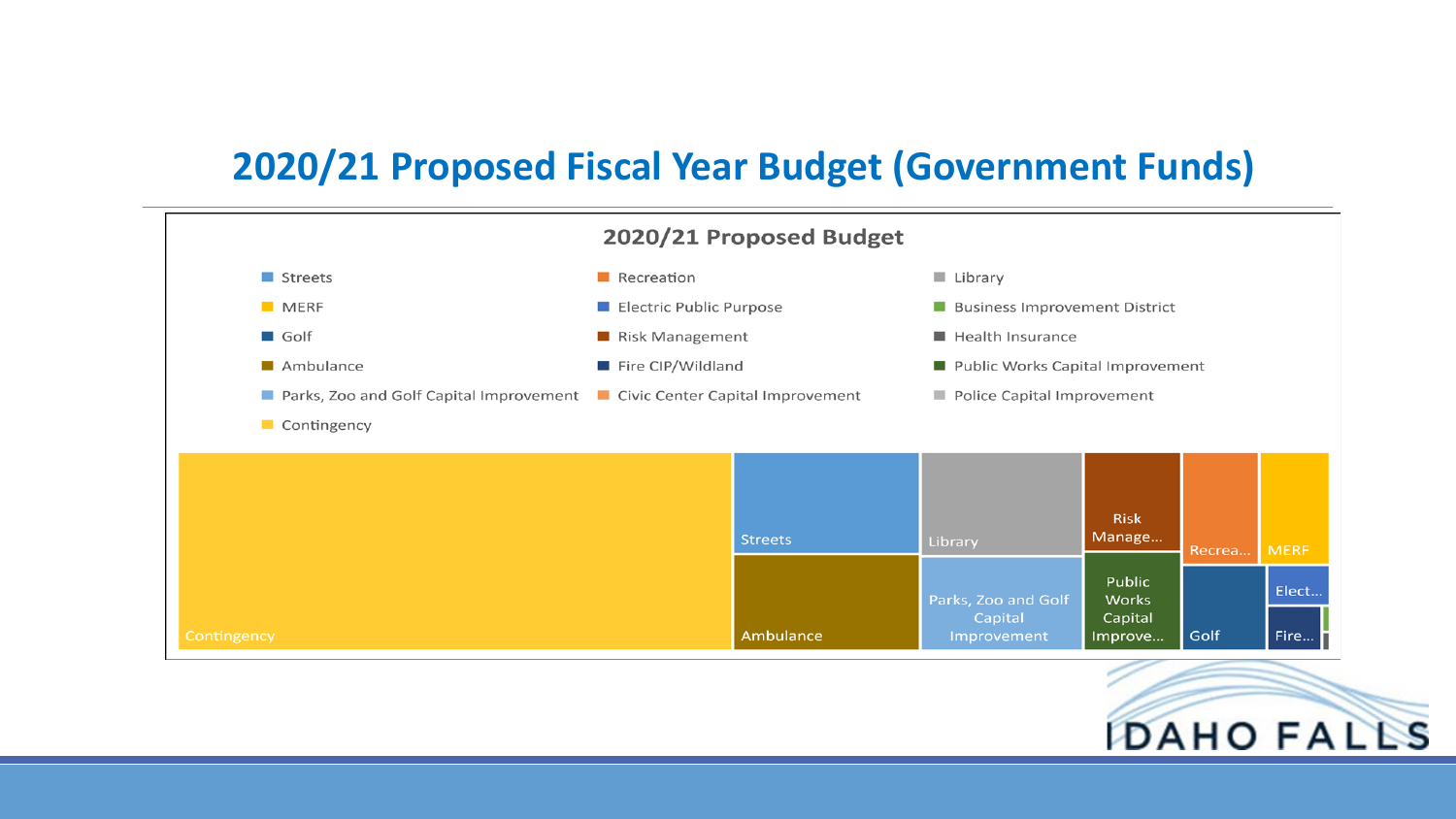# 2020/21 Proposed Fiscal Year Budget (Government Funds)

## 2020/21 Proposed Budget

- Streets
- MERF
- Golf
- Ambulance
- Parks, Zoo and Golf Capital Improvement
- Contingency
- Recreation
- Electric Public Purpose
- Risk Management
- Fire CIP/Wildland
- Civic Center Capital Improvement
- Library
- Business Improvement District
- Health Insurance
- Public Works Capital Improvement
- Police Capital Improvement

Contingency | Streets | Ambulance | Library | Parks, Zoo and Golf Capital Improvement | Risk Manage... | Public Works Capital Improve... | Recrea... | Golf | MERF | Elect... | Fire...

IDAHO FALLS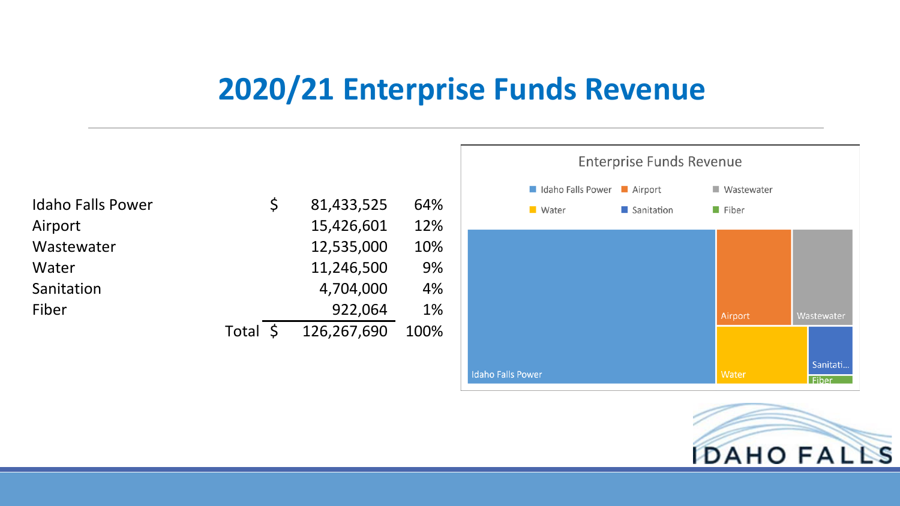# 2020/21 Enterprise Funds Revenue

| | | |
|---|---|---|
| Idaho Falls Power | $ 81,433,525 | 64% |
| Airport | 15,426,601 | 12% |
| Wastewater | 12,535,000 | 10% |
| Water | 11,246,500 | 9% |
| Sanitation | 4,704,000 | 4% |
| Fiber | 922,064 | 1% |
| Total | $ 126,267,690 | 100% |

Enterprise Funds Revenue

Idaho Falls Power | Airport | Wastewater | Water | Sanitation | Fiber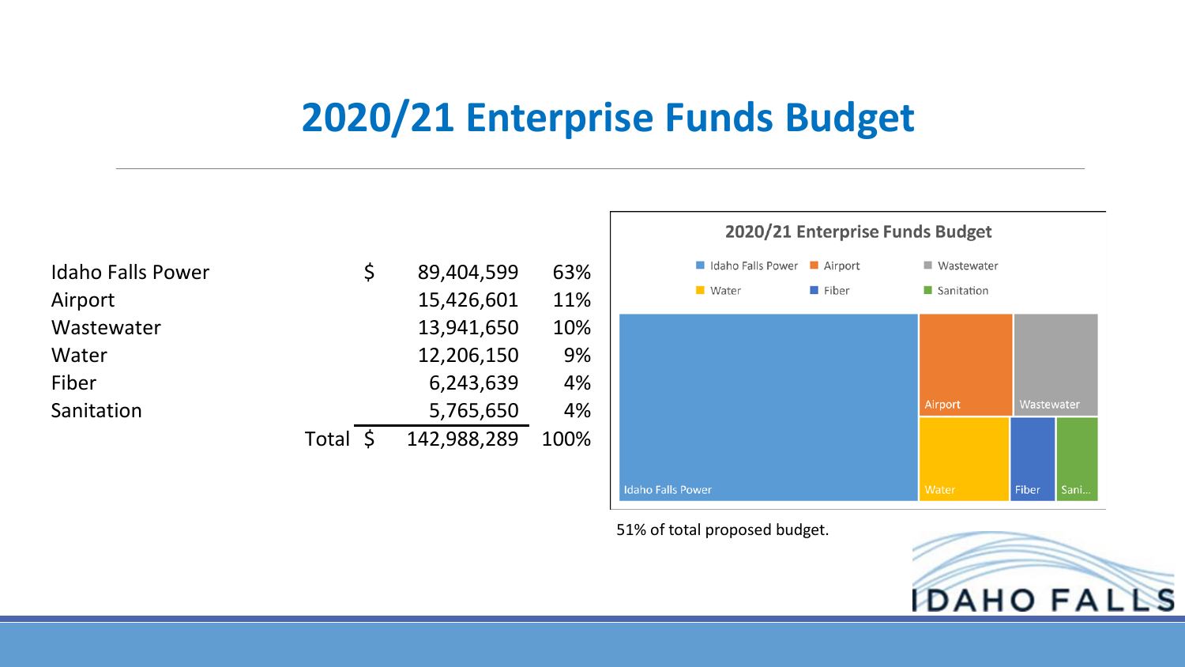# 2020/21 Enterprise Funds Budget

| | | | |
|---|---|---|---|
| Idaho Falls Power | $ | 89,404,599 | 63% |
| Airport | | 15,426,601 | 11% |
| Wastewater | | 13,941,650 | 10% |
| Water | | 12,206,150 | 9% |
| Fiber | | 6,243,639 | 4% |
| Sanitation | | 5,765,650 | 4% |
| Total | $ | 142,988,289 | 100% |

51% of total proposed budget.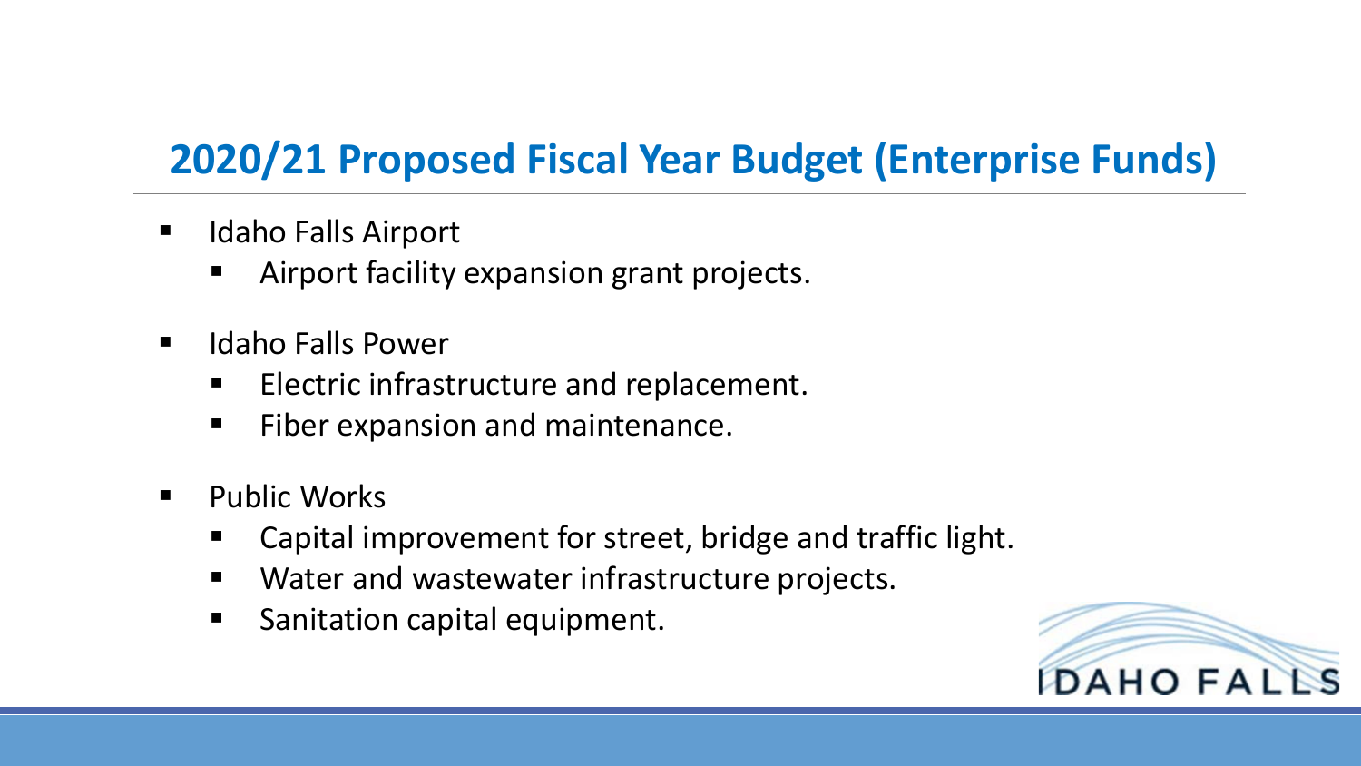## 2020/21 Proposed Fiscal Year Budget (Enterprise Funds)

- Idaho Falls Airport
  - Airport facility expansion grant projects.
- Idaho Falls Power
  - Electric infrastructure and replacement.
  - Fiber expansion and maintenance.
- Public Works
  - Capital improvement for street, bridge and traffic light.
  - Water and wastewater infrastructure projects.
  - Sanitation capital equipment.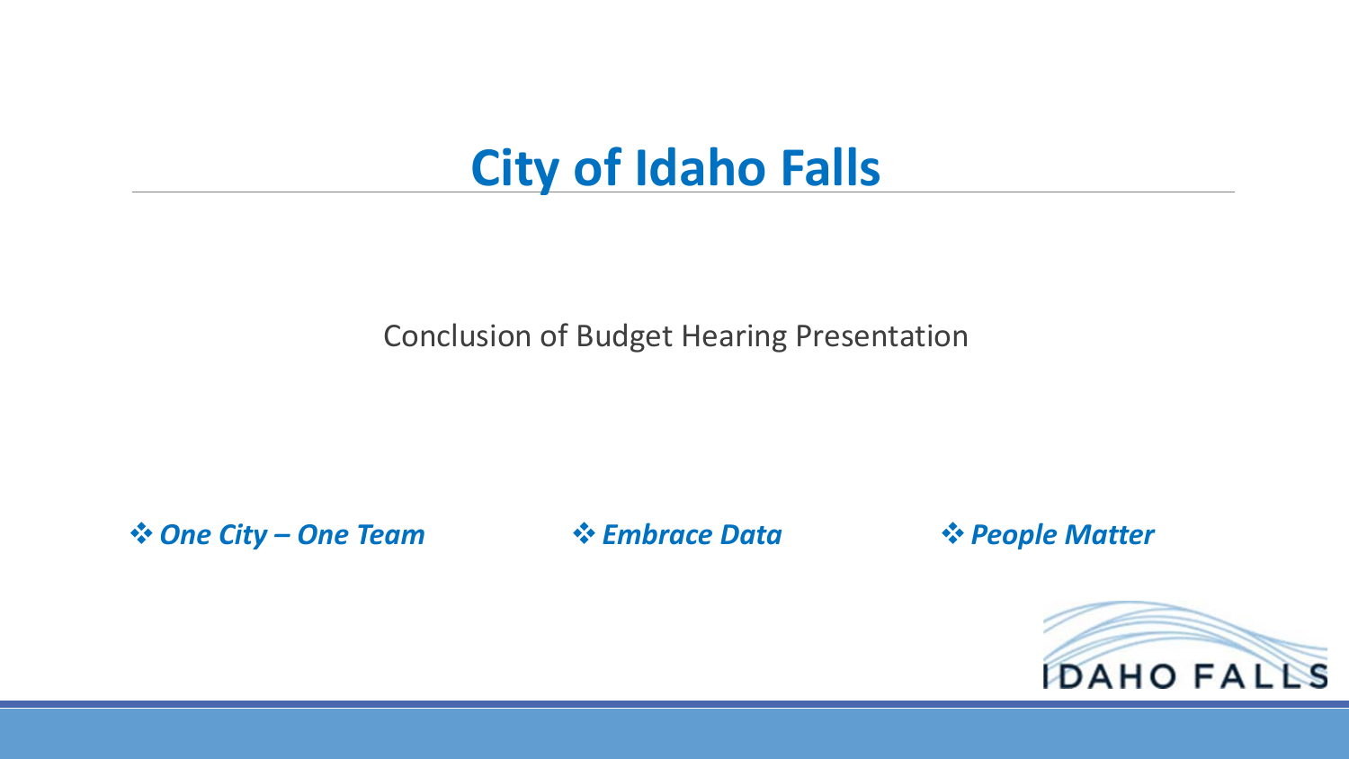# City of Idaho Falls

Conclusion of Budget Hearing Presentation

❖ ***One City – One Team*** ❖ ***Embrace Data*** ❖ ***People Matter***

IDAHO FALLS